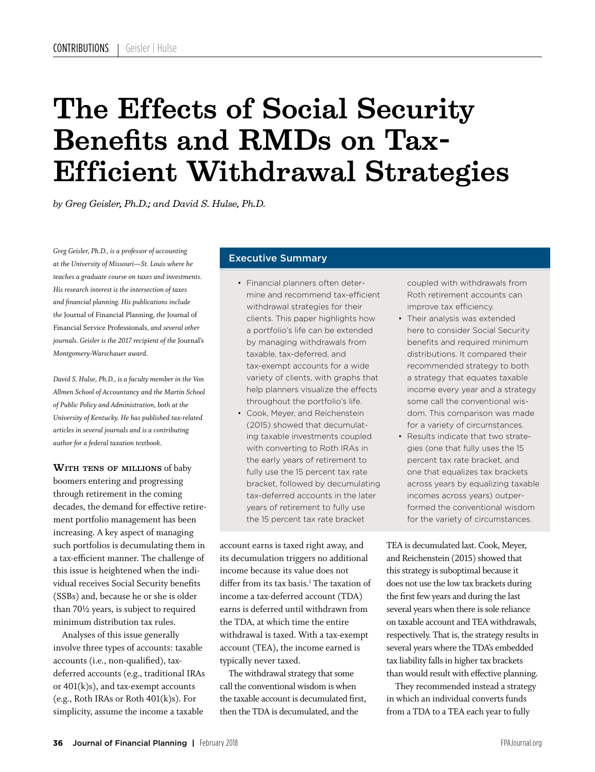# The Effects of Social Security Benefits and RMDs on Tax-Efficient Withdrawal Strategies

*by Greg Geisler, Ph.D.; and David S. Hulse, Ph.D.*

*Greg Geisler, Ph.D., is a professor of accounting at the University of Missouri—St. Louis where he teaches a graduate course on taxes and investments. His research interest is the intersection of taxes and financial planning. His publications include the* Journal of Financial Planning, *the* Journal of Financial Service Professionals, *and several other journals. Geisler is the 2017 recipient of the* Journal's *Montgomery-Warschauer award.*

*David S. Hulse, Ph.D., is a faculty member in the Von Allmen School of Accountancy and the Martin School of Public Policy and Administration, both at the University of Kentucky. He has published tax-related articles in several journals and is a contributing author for a federal taxation textbook.*

## Executive Summary

- Financial planners often determine and recommend tax-efficient withdrawal strategies for their clients. This paper highlights how a portfolio's life can be extended by managing withdrawals from taxable, tax-deferred, and tax-exempt accounts for a wide variety of clients, with graphs that help planners visualize the effects throughout the portfolio's life.
- Cook, Meyer, and Reichenstein (2015) showed that decumulating taxable investments coupled with converting to Roth IRAs in the early years of retirement to fully use the 15 percent tax rate bracket, followed by decumulating tax-deferred accounts in the later years of retirement to fully use the 15 percent tax rate bracket coupled with withdrawals from Roth retirement accounts can improve tax efficiency.
- Their analysis was extended here to consider Social Security benefits and required minimum distributions. It compared their recommended strategy to both a strategy that equates taxable income every year and a strategy some call the conventional wisdom. This comparison was made for a variety of circumstances.
- Results indicate that two strategies (one that fully uses the 15 percent tax rate bracket, and one that equalizes tax brackets across years by equalizing taxable incomes across years) outperformed the conventional wisdom for the variety of circumstances.

**With tens of millions** of baby boomers entering and progressing through retirement in the coming decades, the demand for effective retirement portfolio management has been increasing. A key aspect of managing such portfolios is decumulating them in a tax-efficient manner. The challenge of this issue is heightened when the individual receives Social Security benefits (SSBs) and, because he or she is older than 70½ years, is subject to required minimum distribution tax rules.

Analyses of this issue generally involve three types of accounts: taxable accounts (i.e., non-qualified), tax-deferred accounts (e.g., traditional IRAs or 401(k)s), and tax-exempt accounts (e.g., Roth IRAs or Roth 401(k)s). For simplicity, assume the income a taxable account earns is taxed right away, and its decumulation triggers no additional income because its value does not differ from its tax basis.[1] The taxation of income a tax-deferred account (TDA) earns is deferred until withdrawn from the TDA, at which time the entire withdrawal is taxed. With a tax-exempt account (TEA), the income earned is typically never taxed.

The withdrawal strategy that some call the conventional wisdom is when the taxable account is decumulated first, then the TDA is decumulated, and the TEA is decumulated last. Cook, Meyer, and Reichenstein (2015) showed that this strategy is suboptimal because it does not use the low tax brackets during the first few years and during the last several years when there is sole reliance on taxable account and TEA withdrawals, respectively. That is, the strategy results in several years where the TDA's embedded tax liability falls in higher tax brackets than would result with effective planning.

They recommended instead a strategy in which an individual converts funds from a TDA to a TEA each year to fully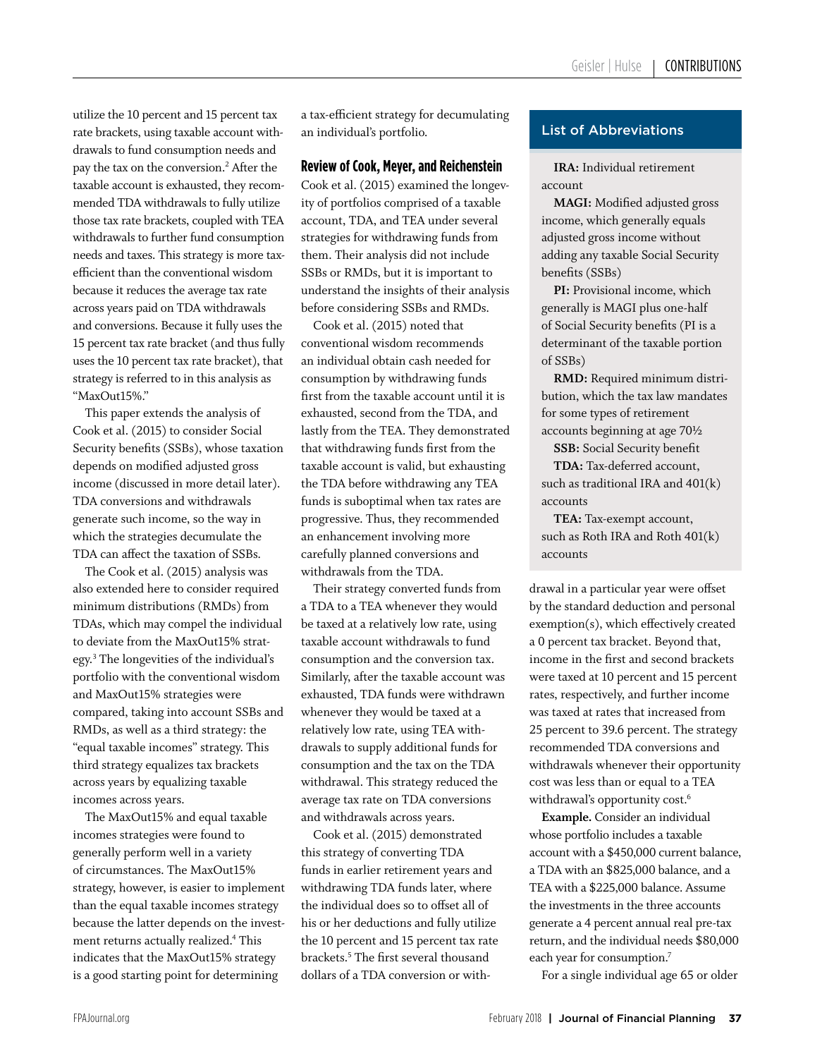utilize the 10 percent and 15 percent tax rate brackets, using taxable account withdrawals to fund consumption needs and pay the tax on the conversion.[2] After the taxable account is exhausted, they recommended TDA withdrawals to fully utilize those tax rate brackets, coupled with TEA withdrawals to further fund consumption needs and taxes. This strategy is more tax-efficient than the conventional wisdom because it reduces the average tax rate across years paid on TDA withdrawals and conversions. Because it fully uses the 15 percent tax rate bracket (and thus fully uses the 10 percent tax rate bracket), that strategy is referred to in this analysis as "MaxOut15%."

This paper extends the analysis of Cook et al. (2015) to consider Social Security benefits (SSBs), whose taxation depends on modified adjusted gross income (discussed in more detail later). TDA conversions and withdrawals generate such income, so the way in which the strategies decumulate the TDA can affect the taxation of SSBs.

The Cook et al. (2015) analysis was also extended here to consider required minimum distributions (RMDs) from TDAs, which may compel the individual to deviate from the MaxOut15% strategy.[3] The longevities of the individual's portfolio with the conventional wisdom and MaxOut15% strategies were compared, taking into account SSBs and RMDs, as well as a third strategy: the "equal taxable incomes" strategy. This third strategy equalizes tax brackets across years by equalizing taxable incomes across years.

The MaxOut15% and equal taxable incomes strategies were found to generally perform well in a variety of circumstances. The MaxOut15% strategy, however, is easier to implement than the equal taxable incomes strategy because the latter depends on the investment returns actually realized.[4] This indicates that the MaxOut15% strategy is a good starting point for determining a tax-efficient strategy for decumulating an individual's portfolio.

## Review of Cook, Meyer, and Reichenstein

Cook et al. (2015) examined the longevity of portfolios comprised of a taxable account, TDA, and TEA under several strategies for withdrawing funds from them. Their analysis did not include SSBs or RMDs, but it is important to understand the insights of their analysis before considering SSBs and RMDs.

Cook et al. (2015) noted that conventional wisdom recommends an individual obtain cash needed for consumption by withdrawing funds first from the taxable account until it is exhausted, second from the TDA, and lastly from the TEA. They demonstrated that withdrawing funds first from the taxable account is valid, but exhausting the TDA before withdrawing any TEA funds is suboptimal when tax rates are progressive. Thus, they recommended an enhancement involving more carefully planned conversions and withdrawals from the TDA.

Their strategy converted funds from a TDA to a TEA whenever they would be taxed at a relatively low rate, using taxable account withdrawals to fund consumption and the conversion tax. Similarly, after the taxable account was exhausted, TDA funds were withdrawn whenever they would be taxed at a relatively low rate, using TEA withdrawals to supply additional funds for consumption and the tax on the TDA withdrawal. This strategy reduced the average tax rate on TDA conversions and withdrawals across years.

Cook et al. (2015) demonstrated this strategy of converting TDA funds in earlier retirement years and withdrawing TDA funds later, where the individual does so to offset all of his or her deductions and fully utilize the 10 percent and 15 percent tax rate brackets.[5] The first several thousand dollars of a TDA conversion or withdrawal in a particular year were offset by the standard deduction and personal exemption(s), which effectively created a 0 percent tax bracket. Beyond that, income in the first and second brackets were taxed at 10 percent and 15 percent rates, respectively, and further income was taxed at rates that increased from 25 percent to 39.6 percent. The strategy recommended TDA conversions and withdrawals whenever their opportunity cost was less than or equal to a TEA withdrawal's opportunity cost.[6]

**Example.** Consider an individual whose portfolio includes a taxable account with a $450,000 current balance, a TDA with an $825,000 balance, and a TEA with a $225,000 balance. Assume the investments in the three accounts generate a 4 percent annual real pre-tax return, and the individual needs $80,000 each year for consumption.[7]

For a single individual age 65 or older

> **List of Abbreviations**
>
> **IRA:** Individual retirement account
>
> **MAGI:** Modified adjusted gross income, which generally equals adjusted gross income without adding any taxable Social Security benefits (SSBs)
>
> **PI:** Provisional income, which generally is MAGI plus one-half of Social Security benefits (PI is a determinant of the taxable portion of SSBs)
>
> **RMD:** Required minimum distribution, which the tax law mandates for some types of retirement accounts beginning at age 70½
>
> **SSB:** Social Security benefit
>
> **TDA:** Tax-deferred account, such as traditional IRA and 401(k) accounts
>
> **TEA:** Tax-exempt account, such as Roth IRA and Roth 401(k) accounts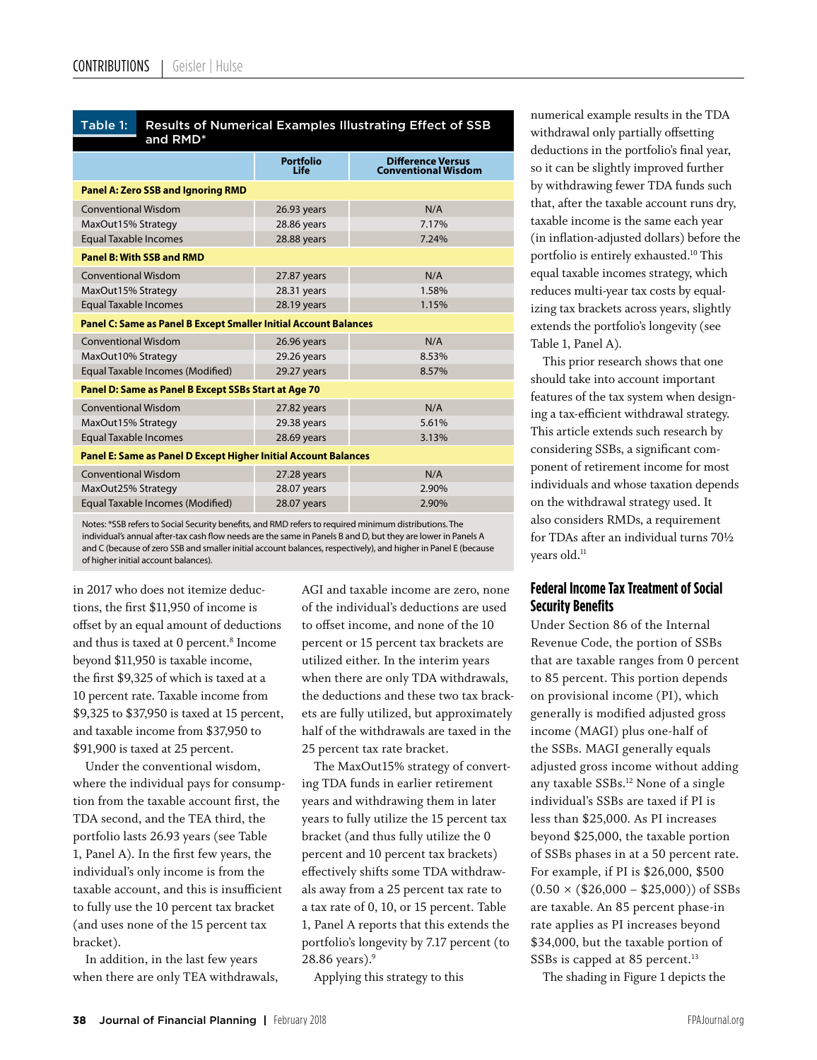**Table 1: Results of Numerical Examples Illustrating Effect of SSB and RMD***

| | Portfolio Life | Difference Versus Conventional Wisdom |
|---|---|---|
| **Panel A: Zero SSB and Ignoring RMD** | | |
| Conventional Wisdom | 26.93 years | N/A |
| MaxOut15% Strategy | 28.86 years | 7.17% |
| Equal Taxable Incomes | 28.88 years | 7.24% |
| **Panel B: With SSB and RMD** | | |
| Conventional Wisdom | 27.87 years | N/A |
| MaxOut15% Strategy | 28.31 years | 1.58% |
| Equal Taxable Incomes | 28.19 years | 1.15% |
| **Panel C: Same as Panel B Except Smaller Initial Account Balances** | | |
| Conventional Wisdom | 26.96 years | N/A |
| MaxOut10% Strategy | 29.26 years | 8.53% |
| Equal Taxable Incomes (Modified) | 29.27 years | 8.57% |
| **Panel D: Same as Panel B Except SSBs Start at Age 70** | | |
| Conventional Wisdom | 27.82 years | N/A |
| MaxOut15% Strategy | 29.38 years | 5.61% |
| Equal Taxable Incomes | 28.69 years | 3.13% |
| **Panel E: Same as Panel D Except Higher Initial Account Balances** | | |
| Conventional Wisdom | 27.28 years | N/A |
| MaxOut25% Strategy | 28.07 years | 2.90% |
| Equal Taxable Incomes (Modified) | 28.07 years | 2.90% |

Notes: *SSB refers to Social Security benefits, and RMD refers to required minimum distributions. The individual's annual after-tax cash flow needs are the same in Panels B and D, but they are lower in Panels A and C (because of zero SSB and smaller initial account balances, respectively), and higher in Panel E (because of higher initial account balances).

in 2017 who does not itemize deductions, the first $11,950 of income is offset by an equal amount of deductions and thus is taxed at 0 percent.[8] Income beyond $11,950 is taxable income, the first $9,325 of which is taxed at a 10 percent rate. Taxable income from $9,325 to $37,950 is taxed at 15 percent, and taxable income from $37,950 to $91,900 is taxed at 25 percent.

Under the conventional wisdom, where the individual pays for consumption from the taxable account first, the TDA second, and the TEA third, the portfolio lasts 26.93 years (see Table 1, Panel A). In the first few years, the individual's only income is from the taxable account, and this is insufficient to fully use the 10 percent tax bracket (and uses none of the 15 percent tax bracket).

In addition, in the last few years when there are only TEA withdrawals, AGI and taxable income are zero, none of the individual's deductions are used to offset income, and none of the 10 percent or 15 percent tax brackets are utilized either. In the interim years when there are only TDA withdrawals, the deductions and these two tax brackets are fully utilized, but approximately half of the withdrawals are taxed in the 25 percent tax rate bracket.

The MaxOut15% strategy of converting TDA funds in earlier retirement years and withdrawing them in later years to fully utilize the 15 percent tax bracket (and thus fully utilize the 0 percent and 10 percent tax brackets) effectively shifts some TDA withdrawals away from a 25 percent tax rate to a tax rate of 0, 10, or 15 percent. Table 1, Panel A reports that this extends the portfolio's longevity by 7.17 percent (to 28.86 years).[9]

Applying this strategy to this numerical example results in the TDA withdrawal only partially offsetting deductions in the portfolio's final year, so it can be slightly improved further by withdrawing fewer TDA funds such that, after the taxable account runs dry, taxable income is the same each year (in inflation-adjusted dollars) before the portfolio is entirely exhausted.[10] This equal taxable incomes strategy, which reduces multi-year tax costs by equalizing tax brackets across years, slightly extends the portfolio's longevity (see Table 1, Panel A).

This prior research shows that one should take into account important features of the tax system when designing a tax-efficient withdrawal strategy. This article extends such research by considering SSBs, a significant component of retirement income for most individuals and whose taxation depends on the withdrawal strategy used. It also considers RMDs, a requirement for TDAs after an individual turns 70½ years old.[11]

## Federal Income Tax Treatment of Social Security Benefits

Under Section 86 of the Internal Revenue Code, the portion of SSBs that are taxable ranges from 0 percent to 85 percent. This portion depends on provisional income (PI), which generally is modified adjusted gross income (MAGI) plus one-half of the SSBs. MAGI generally equals adjusted gross income without adding any taxable SSBs.[12] None of a single individual's SSBs are taxed if PI is less than $25,000. As PI increases beyond $25,000, the taxable portion of SSBs phases in at a 50 percent rate. For example, if PI is $26,000, $500 (0.50 × ($26,000 – $25,000)) of SSBs are taxable. An 85 percent phase-in rate applies as PI increases beyond $34,000, but the taxable portion of SSBs is capped at 85 percent.[13]

The shading in Figure 1 depicts the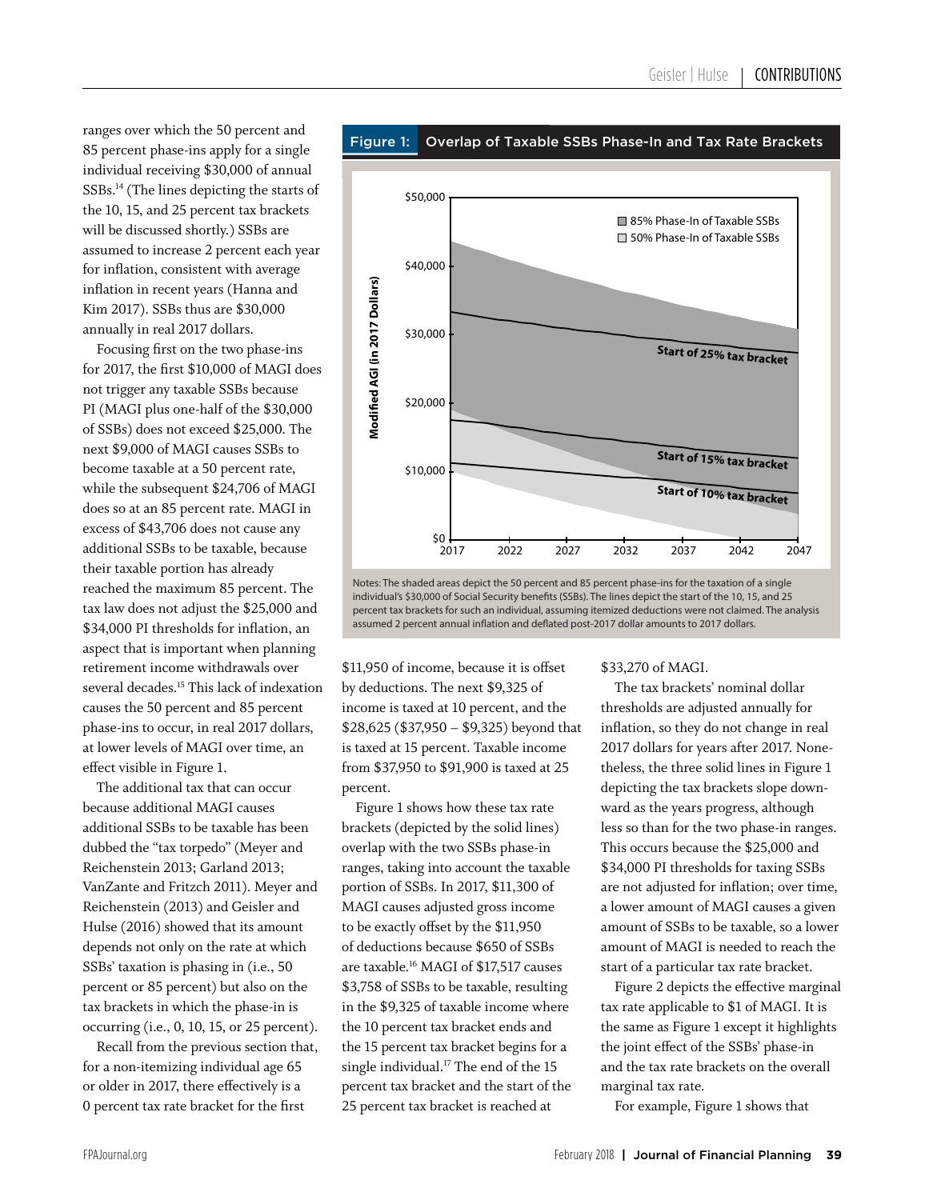ranges over which the 50 percent and 85 percent phase-ins apply for a single individual receiving $30,000 of annual SSBs.[14] (The lines depicting the starts of the 10, 15, and 25 percent tax brackets will be discussed shortly.) SSBs are assumed to increase 2 percent each year for inflation, consistent with average inflation in recent years (Hanna and Kim 2017). SSBs thus are $30,000 annually in real 2017 dollars.

Focusing first on the two phase-ins for 2017, the first $10,000 of MAGI does not trigger any taxable SSBs because PI (MAGI plus one-half of the $30,000 of SSBs) does not exceed $25,000. The next $9,000 of MAGI causes SSBs to become taxable at a 50 percent rate, while the subsequent $24,706 of MAGI does so at an 85 percent rate. MAGI in excess of $43,706 does not cause any additional SSBs to be taxable, because their taxable portion has already reached the maximum 85 percent. The tax law does not adjust the $25,000 and $34,000 PI thresholds for inflation, an aspect that is important when planning retirement income withdrawals over several decades.[15] This lack of indexation causes the 50 percent and 85 percent phase-ins to occur, in real 2017 dollars, at lower levels of MAGI over time, an effect visible in Figure 1.

The additional tax that can occur because additional MAGI causes additional SSBs to be taxable has been dubbed the "tax torpedo" (Meyer and Reichenstein 2013; Garland 2013; VanZante and Fritzch 2011). Meyer and Reichenstein (2013) and Geisler and Hulse (2016) showed that its amount depends not only on the rate at which SSBs' taxation is phasing in (i.e., 50 percent or 85 percent) but also on the tax brackets in which the phase-in is occurring (i.e., 0, 10, 15, or 25 percent).

Recall from the previous section that, for a non-itemizing individual age 65 or older in 2017, there effectively is a 0 percent tax rate bracket for the first

**Figure 1: Overlap of Taxable SSBs Phase-In and Tax Rate Brackets**

Notes: The shaded areas depict the 50 percent and 85 percent phase-ins for the taxation of a single individual's $30,000 of Social Security benefits (SSBs). The lines depict the start of the 10, 15, and 25 percent tax brackets for such an individual, assuming itemized deductions were not claimed. The analysis assumed 2 percent annual inflation and deflated post-2017 dollar amounts to 2017 dollars.

$11,950 of income, because it is offset by deductions. The next $9,325 of income is taxed at 10 percent, and the $28,625 ($37,950 – $9,325) beyond that is taxed at 15 percent. Taxable income from $37,950 to $91,900 is taxed at 25 percent.

Figure 1 shows how these tax rate brackets (depicted by the solid lines) overlap with the two SSBs phase-in ranges, taking into account the taxable portion of SSBs. In 2017, $11,300 of MAGI causes adjusted gross income to be exactly offset by the $11,950 of deductions because $650 of SSBs are taxable.[16] MAGI of $17,517 causes $3,758 of SSBs to be taxable, resulting in the $9,325 of taxable income where the 10 percent tax bracket ends and the 15 percent tax bracket begins for a single individual.[17] The end of the 15 percent tax bracket and the start of the 25 percent tax bracket is reached at $33,270 of MAGI.

The tax brackets' nominal dollar thresholds are adjusted annually for inflation, so they do not change in real 2017 dollars for years after 2017. Nonetheless, the three solid lines in Figure 1 depicting the tax brackets slope downward as the years progress, although less so than for the two phase-in ranges. This occurs because the $25,000 and $34,000 PI thresholds for taxing SSBs are not adjusted for inflation; over time, a lower amount of MAGI causes a given amount of SSBs to be taxable, so a lower amount of MAGI is needed to reach the start of a particular tax rate bracket.

Figure 2 depicts the effective marginal tax rate applicable to $1 of MAGI. It is the same as Figure 1 except it highlights the joint effect of the SSBs' phase-in and the tax rate brackets on the overall marginal tax rate.

For example, Figure 1 shows that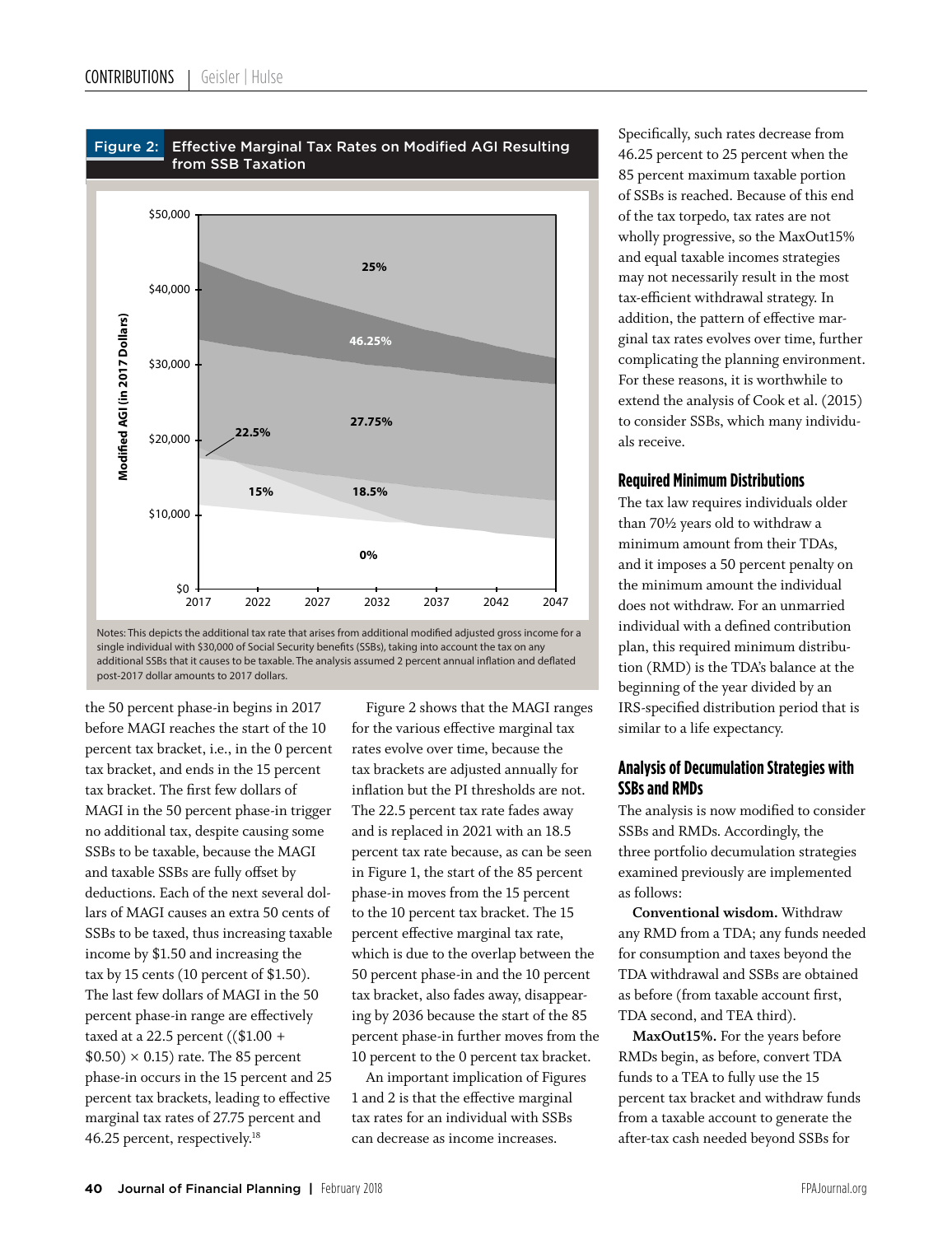**Figure 2: Effective Marginal Tax Rates on Modified AGI Resulting from SSB Taxation**

Notes: This depicts the additional tax rate that arises from additional modified adjusted gross income for a single individual with $30,000 of Social Security benefits (SSBs), taking into account the tax on any additional SSBs that it causes to be taxable. The analysis assumed 2 percent annual inflation and deflated post-2017 dollar amounts to 2017 dollars.

the 50 percent phase-in begins in 2017 before MAGI reaches the start of the 10 percent tax bracket, i.e., in the 0 percent tax bracket, and ends in the 15 percent tax bracket. The first few dollars of MAGI in the 50 percent phase-in trigger no additional tax, despite causing some SSBs to be taxable, because the MAGI and taxable SSBs are fully offset by deductions. Each of the next several dollars of MAGI causes an extra 50 cents of SSBs to be taxed, thus increasing taxable income by $1.50 and increasing the tax by 15 cents (10 percent of $1.50). The last few dollars of MAGI in the 50 percent phase-in range are effectively taxed at a 22.5 percent (($1.00 + $0.50) × 0.15) rate. The 85 percent phase-in occurs in the 15 percent and 25 percent tax brackets, leading to effective marginal tax rates of 27.75 percent and 46.25 percent, respectively.[18]

Figure 2 shows that the MAGI ranges for the various effective marginal tax rates evolve over time, because the tax brackets are adjusted annually for inflation but the PI thresholds are not. The 22.5 percent tax rate fades away and is replaced in 2021 with an 18.5 percent tax rate because, as can be seen in Figure 1, the start of the 85 percent phase-in moves from the 15 percent to the 10 percent tax bracket. The 15 percent effective marginal tax rate, which is due to the overlap between the 50 percent phase-in and the 10 percent tax bracket, also fades away, disappearing by 2036 because the start of the 85 percent phase-in further moves from the 10 percent to the 0 percent tax bracket.

An important implication of Figures 1 and 2 is that the effective marginal tax rates for an individual with SSBs can decrease as income increases. Specifically, such rates decrease from 46.25 percent to 25 percent when the 85 percent maximum taxable portion of SSBs is reached. Because of this end of the tax torpedo, tax rates are not wholly progressive, so the MaxOut15% and equal taxable incomes strategies may not necessarily result in the most tax-efficient withdrawal strategy. In addition, the pattern of effective marginal tax rates evolves over time, further complicating the planning environment. For these reasons, it is worthwhile to extend the analysis of Cook et al. (2015) to consider SSBs, which many individuals receive.

## Required Minimum Distributions

The tax law requires individuals older than 70½ years old to withdraw a minimum amount from their TDAs, and it imposes a 50 percent penalty on the minimum amount the individual does not withdraw. For an unmarried individual with a defined contribution plan, this required minimum distribution (RMD) is the TDA's balance at the beginning of the year divided by an IRS-specified distribution period that is similar to a life expectancy.

## Analysis of Decumulation Strategies with SSBs and RMDs

The analysis is now modified to consider SSBs and RMDs. Accordingly, the three portfolio decumulation strategies examined previously are implemented as follows:

**Conventional wisdom.** Withdraw any RMD from a TDA; any funds needed for consumption and taxes beyond the TDA withdrawal and SSBs are obtained as before (from taxable account first, TDA second, and TEA third).

**MaxOut15%.** For the years before RMDs begin, as before, convert TDA funds to a TEA to fully use the 15 percent tax bracket and withdraw funds from a taxable account to generate the after-tax cash needed beyond SSBs for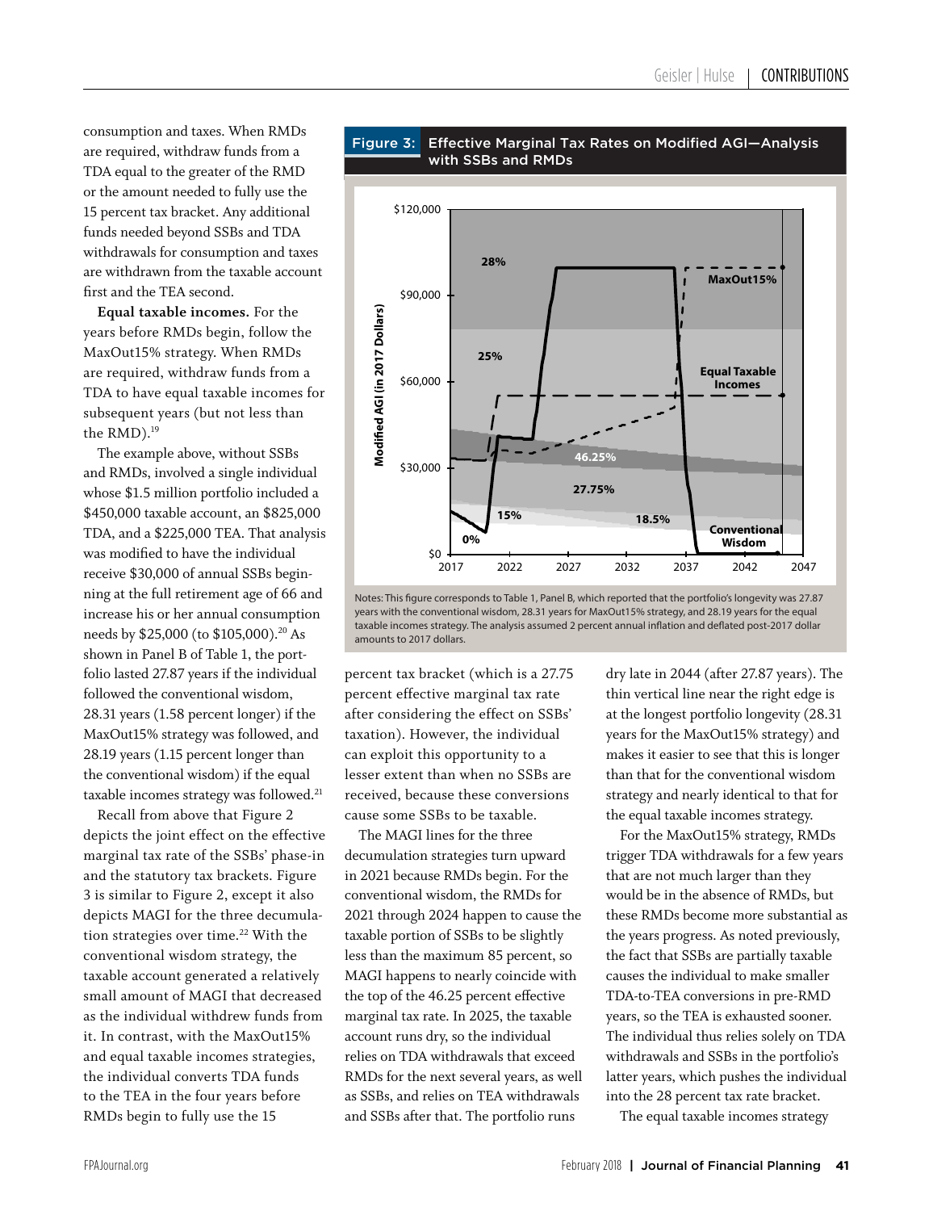consumption and taxes. When RMDs are required, withdraw funds from a TDA equal to the greater of the RMD or the amount needed to fully use the 15 percent tax bracket. Any additional funds needed beyond SSBs and TDA withdrawals for consumption and taxes are withdrawn from the taxable account first and the TEA second.

**Equal taxable incomes.** For the years before RMDs begin, follow the MaxOut15% strategy. When RMDs are required, withdraw funds from a TDA to have equal taxable incomes for subsequent years (but not less than the RMD).[19]

The example above, without SSBs and RMDs, involved a single individual whose $1.5 million portfolio included a $450,000 taxable account, an $825,000 TDA, and a $225,000 TEA. That analysis was modified to have the individual receive $30,000 of annual SSBs beginning at the full retirement age of 66 and increase his or her annual consumption needs by $25,000 (to $105,000).[20] As shown in Panel B of Table 1, the portfolio lasted 27.87 years if the individual followed the conventional wisdom, 28.31 years (1.58 percent longer) if the MaxOut15% strategy was followed, and 28.19 years (1.15 percent longer than the conventional wisdom) if the equal taxable incomes strategy was followed.[21]

Recall from above that Figure 2 depicts the joint effect on the effective marginal tax rate of the SSBs' phase-in and the statutory tax brackets. Figure 3 is similar to Figure 2, except it also depicts MAGI for the three decumulation strategies over time.[22] With the conventional wisdom strategy, the taxable account generated a relatively small amount of MAGI that decreased as the individual withdrew funds from it. In contrast, with the MaxOut15% and equal taxable incomes strategies, the individual converts TDA funds to the TEA in the four years before RMDs begin to fully use the 15

**Figure 3: Effective Marginal Tax Rates on Modified AGI—Analysis with SSBs and RMDs**

Notes: This figure corresponds to Table 1, Panel B, which reported that the portfolio's longevity was 27.87 years with the conventional wisdom, 28.31 years for MaxOut15% strategy, and 28.19 years for the equal taxable incomes strategy. The analysis assumed 2 percent annual inflation and deflated post-2017 dollar amounts to 2017 dollars.

percent tax bracket (which is a 27.75 percent effective marginal tax rate after considering the effect on SSBs' taxation). However, the individual can exploit this opportunity to a lesser extent than when no SSBs are received, because these conversions cause some SSBs to be taxable.

The MAGI lines for the three decumulation strategies turn upward in 2021 because RMDs begin. For the conventional wisdom, the RMDs for 2021 through 2024 happen to cause the taxable portion of SSBs to be slightly less than the maximum 85 percent, so MAGI happens to nearly coincide with the top of the 46.25 percent effective marginal tax rate. In 2025, the taxable account runs dry, so the individual relies on TDA withdrawals that exceed RMDs for the next several years, as well as SSBs, and relies on TEA withdrawals and SSBs after that. The portfolio runs dry late in 2044 (after 27.87 years). The thin vertical line near the right edge is at the longest portfolio longevity (28.31 years for the MaxOut15% strategy) and makes it easier to see that this is longer than that for the conventional wisdom strategy and nearly identical to that for the equal taxable incomes strategy.

For the MaxOut15% strategy, RMDs trigger TDA withdrawals for a few years that are not much larger than they would be in the absence of RMDs, but these RMDs become more substantial as the years progress. As noted previously, the fact that SSBs are partially taxable causes the individual to make smaller TDA-to-TEA conversions in pre-RMD years, so the TEA is exhausted sooner. The individual thus relies solely on TDA withdrawals and SSBs in the portfolio's latter years, which pushes the individual into the 28 percent tax rate bracket.

The equal taxable incomes strategy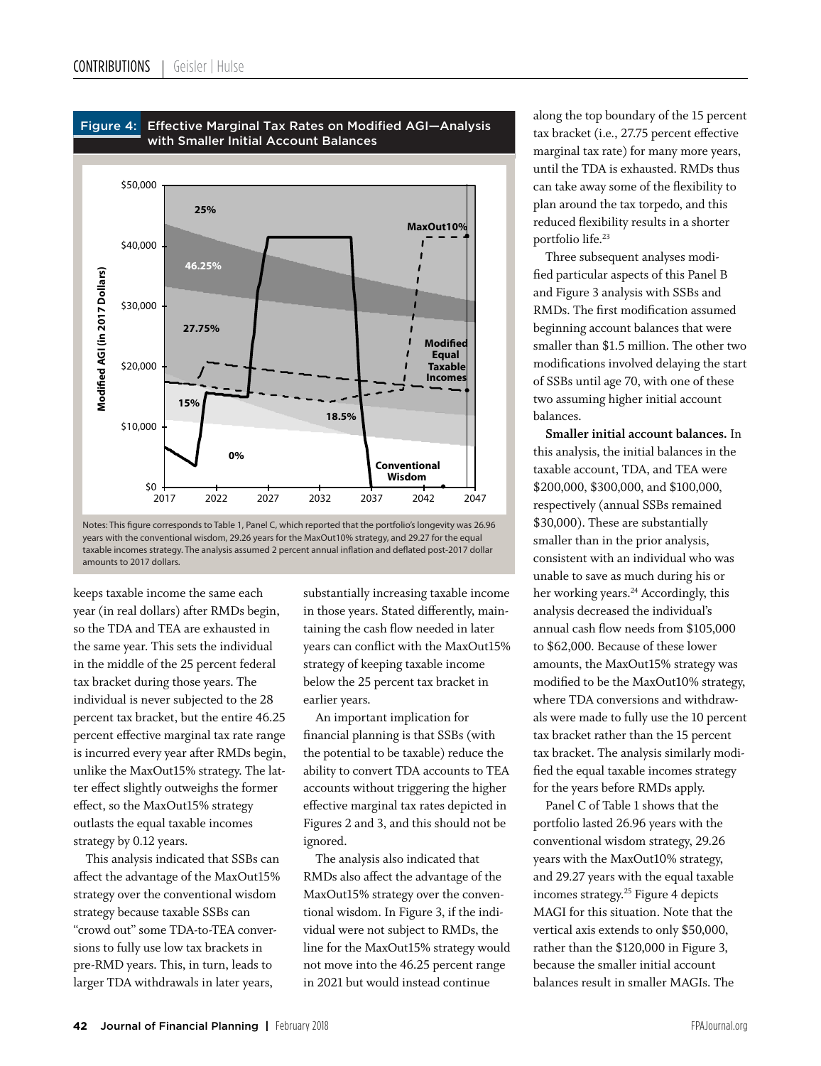**Figure 4: Effective Marginal Tax Rates on Modified AGI—Analysis with Smaller Initial Account Balances**

Notes: This figure corresponds to Table 1, Panel C, which reported that the portfolio's longevity was 26.96 years with the conventional wisdom, 29.26 years for the MaxOut10% strategy, and 29.27 for the equal taxable incomes strategy. The analysis assumed 2 percent annual inflation and deflated post-2017 dollar amounts to 2017 dollars.

keeps taxable income the same each year (in real dollars) after RMDs begin, so the TDA and TEA are exhausted in the same year. This sets the individual in the middle of the 25 percent federal tax bracket during those years. The individual is never subjected to the 28 percent tax bracket, but the entire 46.25 percent effective marginal tax rate range is incurred every year after RMDs begin, unlike the MaxOut15% strategy. The latter effect slightly outweighs the former effect, so the MaxOut15% strategy outlasts the equal taxable incomes strategy by 0.12 years.

This analysis indicated that SSBs can affect the advantage of the MaxOut15% strategy over the conventional wisdom strategy because taxable SSBs can "crowd out" some TDA-to-TEA conversions to fully use low tax brackets in pre-RMD years. This, in turn, leads to larger TDA withdrawals in later years, substantially increasing taxable income in those years. Stated differently, maintaining the cash flow needed in later years can conflict with the MaxOut15% strategy of keeping taxable income below the 25 percent tax bracket in earlier years.

An important implication for financial planning is that SSBs (with the potential to be taxable) reduce the ability to convert TDA accounts to TEA accounts without triggering the higher effective marginal tax rates depicted in Figures 2 and 3, and this should not be ignored.

The analysis also indicated that RMDs also affect the advantage of the MaxOut15% strategy over the conventional wisdom. In Figure 3, if the individual were not subject to RMDs, the line for the MaxOut15% strategy would not move into the 46.25 percent range in 2021 but would instead continue along the top boundary of the 15 percent tax bracket (i.e., 27.75 percent effective marginal tax rate) for many more years, until the TDA is exhausted. RMDs thus can take away some of the flexibility to plan around the tax torpedo, and this reduced flexibility results in a shorter portfolio life.[23]

Three subsequent analyses modified particular aspects of this Panel B and Figure 3 analysis with SSBs and RMDs. The first modification assumed beginning account balances that were smaller than \$1.5 million. The other two modifications involved delaying the start of SSBs until age 70, with one of these two assuming higher initial account balances.

**Smaller initial account balances.** In this analysis, the initial balances in the taxable account, TDA, and TEA were \$200,000, \$300,000, and \$100,000, respectively (annual SSBs remained \$30,000). These are substantially smaller than in the prior analysis, consistent with an individual who was unable to save as much during his or her working years.[24] Accordingly, this analysis decreased the individual's annual cash flow needs from \$105,000 to \$62,000. Because of these lower amounts, the MaxOut15% strategy was modified to be the MaxOut10% strategy, where TDA conversions and withdrawals were made to fully use the 10 percent tax bracket rather than the 15 percent tax bracket. The analysis similarly modified the equal taxable incomes strategy for the years before RMDs apply.

Panel C of Table 1 shows that the portfolio lasted 26.96 years with the conventional wisdom strategy, 29.26 years with the MaxOut10% strategy, and 29.27 years with the equal taxable incomes strategy.[25] Figure 4 depicts MAGI for this situation. Note that the vertical axis extends to only \$50,000, rather than the \$120,000 in Figure 3, because the smaller initial account balances result in smaller MAGIs. The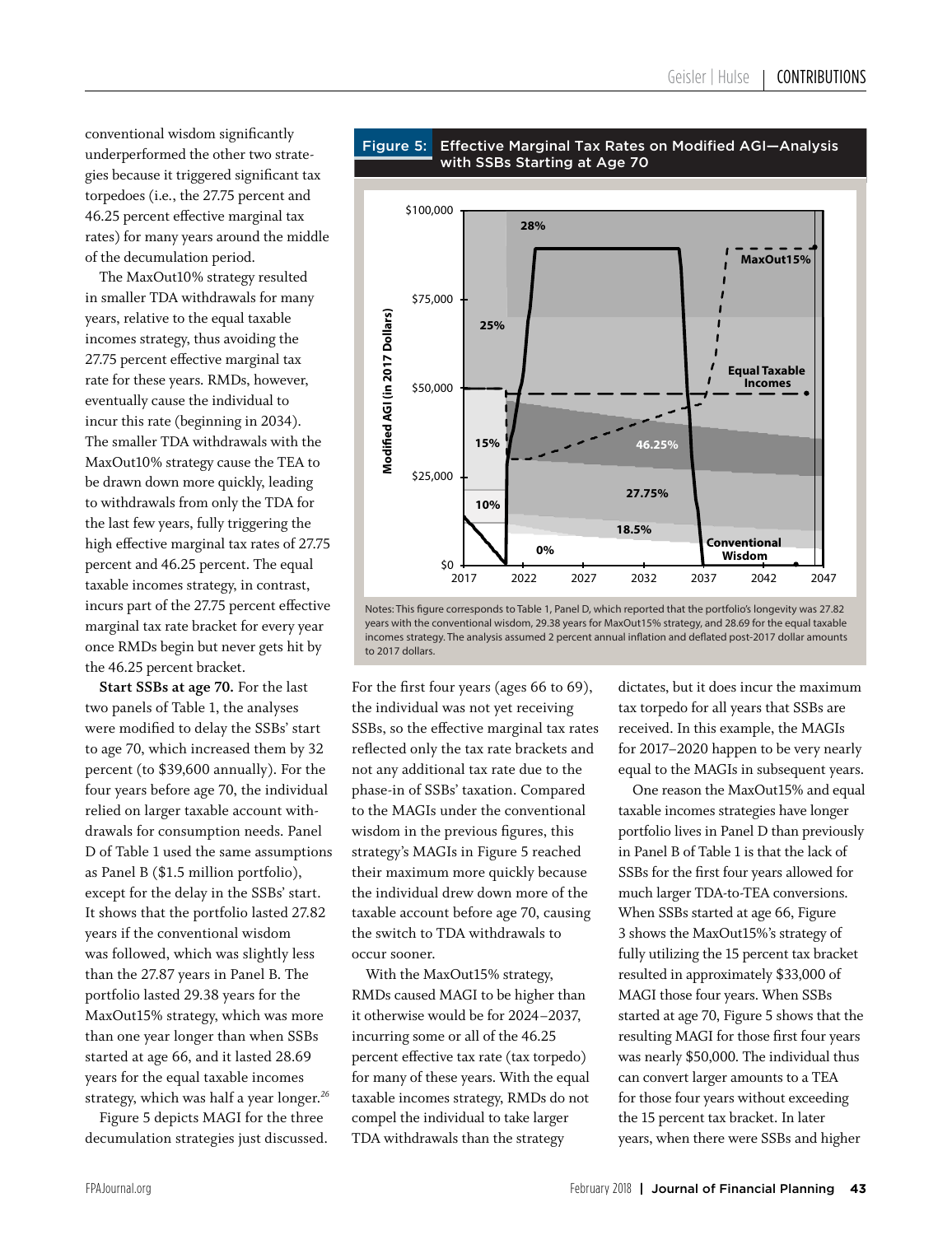conventional wisdom significantly underperformed the other two strategies because it triggered significant tax torpedoes (i.e., the 27.75 percent and 46.25 percent effective marginal tax rates) for many years around the middle of the decumulation period.

The MaxOut10% strategy resulted in smaller TDA withdrawals for many years, relative to the equal taxable incomes strategy, thus avoiding the 27.75 percent effective marginal tax rate for these years. RMDs, however, eventually cause the individual to incur this rate (beginning in 2034). The smaller TDA withdrawals with the MaxOut10% strategy cause the TEA to be drawn down more quickly, leading to withdrawals from only the TDA for the last few years, fully triggering the high effective marginal tax rates of 27.75 percent and 46.25 percent. The equal taxable incomes strategy, in contrast, incurs part of the 27.75 percent effective marginal tax rate bracket for every year once RMDs begin but never gets hit by the 46.25 percent bracket.

**Start SSBs at age 70.** For the last two panels of Table 1, the analyses were modified to delay the SSBs' start to age 70, which increased them by 32 percent (to $39,600 annually). For the four years before age 70, the individual relied on larger taxable account withdrawals for consumption needs. Panel D of Table 1 used the same assumptions as Panel B ($1.5 million portfolio), except for the delay in the SSBs' start. It shows that the portfolio lasted 27.82 years if the conventional wisdom was followed, which was slightly less than the 27.87 years in Panel B. The portfolio lasted 29.38 years for the MaxOut15% strategy, which was more than one year longer than when SSBs started at age 66, and it lasted 28.69 years for the equal taxable incomes strategy, which was half a year longer.[26]

Figure 5 depicts MAGI for the three decumulation strategies just discussed.

**Figure 5: Effective Marginal Tax Rates on Modified AGI—Analysis with SSBs Starting at Age 70**

Notes: This figure corresponds to Table 1, Panel D, which reported that the portfolio's longevity was 27.82 years with the conventional wisdom, 29.38 years for MaxOut15% strategy, and 28.69 for the equal taxable incomes strategy. The analysis assumed 2 percent annual inflation and deflated post-2017 dollar amounts to 2017 dollars.

For the first four years (ages 66 to 69), the individual was not yet receiving SSBs, so the effective marginal tax rates reflected only the tax rate brackets and not any additional tax rate due to the phase-in of SSBs' taxation. Compared to the MAGIs under the conventional wisdom in the previous figures, this strategy's MAGIs in Figure 5 reached their maximum more quickly because the individual drew down more of the taxable account before age 70, causing the switch to TDA withdrawals to occur sooner.

With the MaxOut15% strategy, RMDs caused MAGI to be higher than it otherwise would be for 2024–2037, incurring some or all of the 46.25 percent effective tax rate (tax torpedo) for many of these years. With the equal taxable incomes strategy, RMDs do not compel the individual to take larger TDA withdrawals than the strategy dictates, but it does incur the maximum tax torpedo for all years that SSBs are received. In this example, the MAGIs for 2017–2020 happen to be very nearly equal to the MAGIs in subsequent years.

One reason the MaxOut15% and equal taxable incomes strategies have longer portfolio lives in Panel D than previously in Panel B of Table 1 is that the lack of SSBs for the first four years allowed for much larger TDA-to-TEA conversions. When SSBs started at age 66, Figure 3 shows the MaxOut15%'s strategy of fully utilizing the 15 percent tax bracket resulted in approximately $33,000 of MAGI those four years. When SSBs started at age 70, Figure 5 shows that the resulting MAGI for those first four years was nearly $50,000. The individual thus can convert larger amounts to a TEA for those four years without exceeding the 15 percent tax bracket. In later years, when there were SSBs and higher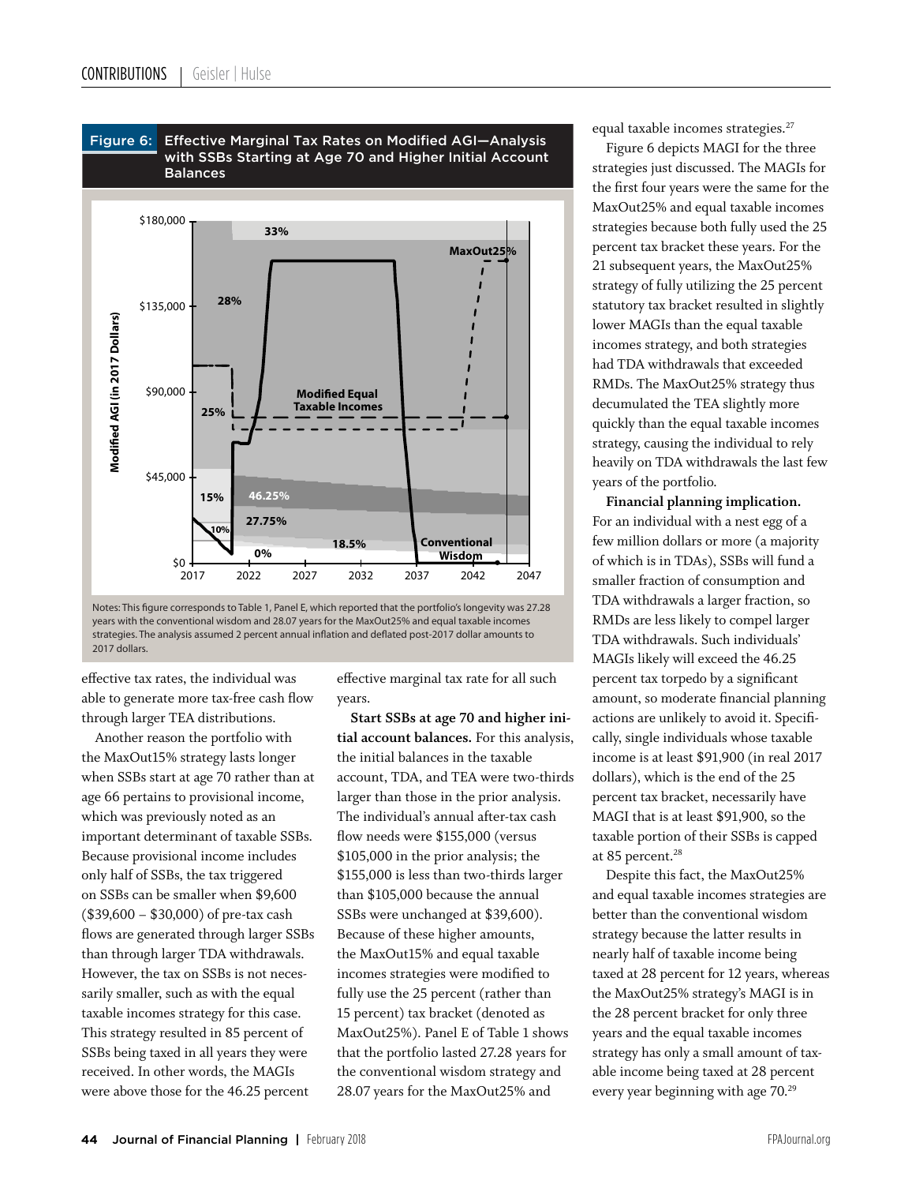**Figure 6: Effective Marginal Tax Rates on Modified AGI—Analysis with SSBs Starting at Age 70 and Higher Initial Account Balances**

Notes: This figure corresponds to Table 1, Panel E, which reported that the portfolio's longevity was 27.28 years with the conventional wisdom and 28.07 years for the MaxOut25% and equal taxable incomes strategies. The analysis assumed 2 percent annual inflation and deflated post-2017 dollar amounts to 2017 dollars.

effective tax rates, the individual was able to generate more tax-free cash flow through larger TEA distributions.

Another reason the portfolio with the MaxOut15% strategy lasts longer when SSBs start at age 70 rather than at age 66 pertains to provisional income, which was previously noted as an important determinant of taxable SSBs. Because provisional income includes only half of SSBs, the tax triggered on SSBs can be smaller when $9,600 ($39,600 – $30,000) of pre-tax cash flows are generated through larger SSBs than through larger TDA withdrawals. However, the tax on SSBs is not necessarily smaller, such as with the equal taxable incomes strategy for this case. This strategy resulted in 85 percent of SSBs being taxed in all years they were received. In other words, the MAGIs were above those for the 46.25 percent effective marginal tax rate for all such years.

**Start SSBs at age 70 and higher initial account balances.** For this analysis, the initial balances in the taxable account, TDA, and TEA were two-thirds larger than those in the prior analysis. The individual's annual after-tax cash flow needs were $155,000 (versus $105,000 in the prior analysis; the $155,000 is less than two-thirds larger than $105,000 because the annual SSBs were unchanged at $39,600). Because of these higher amounts, the MaxOut15% and equal taxable incomes strategies were modified to fully use the 25 percent (rather than 15 percent) tax bracket (denoted as MaxOut25%). Panel E of Table 1 shows that the portfolio lasted 27.28 years for the conventional wisdom strategy and 28.07 years for the MaxOut25% and equal taxable incomes strategies.[27]

Figure 6 depicts MAGI for the three strategies just discussed. The MAGIs for the first four years were the same for the MaxOut25% and equal taxable incomes strategies because both fully used the 25 percent tax bracket these years. For the 21 subsequent years, the MaxOut25% strategy of fully utilizing the 25 percent statutory tax bracket resulted in slightly lower MAGIs than the equal taxable incomes strategy, and both strategies had TDA withdrawals that exceeded RMDs. The MaxOut25% strategy thus decumulated the TEA slightly more quickly than the equal taxable incomes strategy, causing the individual to rely heavily on TDA withdrawals the last few years of the portfolio.

**Financial planning implication.** For an individual with a nest egg of a few million dollars or more (a majority of which is in TDAs), SSBs will fund a smaller fraction of consumption and TDA withdrawals a larger fraction, so RMDs are less likely to compel larger TDA withdrawals. Such individuals' MAGIs likely will exceed the 46.25 percent tax torpedo by a significant amount, so moderate financial planning actions are unlikely to avoid it. Specifically, single individuals whose taxable income is at least $91,900 (in real 2017 dollars), which is the end of the 25 percent tax bracket, necessarily have MAGI that is at least $91,900, so the taxable portion of their SSBs is capped at 85 percent.[28]

Despite this fact, the MaxOut25% and equal taxable incomes strategies are better than the conventional wisdom strategy because the latter results in nearly half of taxable income being taxed at 28 percent for 12 years, whereas the MaxOut25% strategy's MAGI is in the 28 percent bracket for only three years and the equal taxable incomes strategy has only a small amount of taxable income being taxed at 28 percent every year beginning with age 70.[29]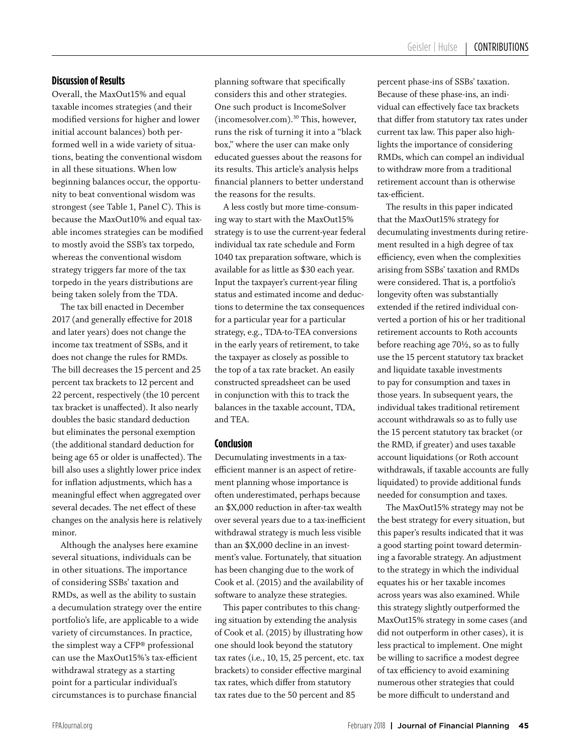## Discussion of Results

Overall, the MaxOut15% and equal taxable incomes strategies (and their modified versions for higher and lower initial account balances) both performed well in a wide variety of situations, beating the conventional wisdom in all these situations. When low beginning balances occur, the opportunity to beat conventional wisdom was strongest (see Table 1, Panel C). This is because the MaxOut10% and equal taxable incomes strategies can be modified to mostly avoid the SSB's tax torpedo, whereas the conventional wisdom strategy triggers far more of the tax torpedo in the years distributions are being taken solely from the TDA.

The tax bill enacted in December 2017 (and generally effective for 2018 and later years) does not change the income tax treatment of SSBs, and it does not change the rules for RMDs. The bill decreases the 15 percent and 25 percent tax brackets to 12 percent and 22 percent, respectively (the 10 percent tax bracket is unaffected). It also nearly doubles the basic standard deduction but eliminates the personal exemption (the additional standard deduction for being age 65 or older is unaffected). The bill also uses a slightly lower price index for inflation adjustments, which has a meaningful effect when aggregated over several decades. The net effect of these changes on the analysis here is relatively minor.

Although the analyses here examine several situations, individuals can be in other situations. The importance of considering SSBs' taxation and RMDs, as well as the ability to sustain a decumulation strategy over the entire portfolio's life, are applicable to a wide variety of circumstances. In practice, the simplest way a CFP® professional can use the MaxOut15%'s tax-efficient withdrawal strategy as a starting point for a particular individual's circumstances is to purchase financial planning software that specifically considers this and other strategies. One such product is IncomeSolver (incomesolver.com).[30] This, however, runs the risk of turning it into a "black box," where the user can make only educated guesses about the reasons for its results. This article's analysis helps financial planners to better understand the reasons for the results.

A less costly but more time-consuming way to start with the MaxOut15% strategy is to use the current-year federal individual tax rate schedule and Form 1040 tax preparation software, which is available for as little as $30 each year. Input the taxpayer's current-year filing status and estimated income and deductions to determine the tax consequences for a particular year for a particular strategy, e.g., TDA-to-TEA conversions in the early years of retirement, to take the taxpayer as closely as possible to the top of a tax rate bracket. An easily constructed spreadsheet can be used in conjunction with this to track the balances in the taxable account, TDA, and TEA.

## Conclusion

Decumulating investments in a tax-efficient manner is an aspect of retirement planning whose importance is often underestimated, perhaps because an $X,000 reduction in after-tax wealth over several years due to a tax-inefficient withdrawal strategy is much less visible than an $X,000 decline in an investment's value. Fortunately, that situation has been changing due to the work of Cook et al. (2015) and the availability of software to analyze these strategies.

This paper contributes to this changing situation by extending the analysis of Cook et al. (2015) by illustrating how one should look beyond the statutory tax rates (i.e., 10, 15, 25 percent, etc. tax brackets) to consider effective marginal tax rates, which differ from statutory tax rates due to the 50 percent and 85 percent phase-ins of SSBs' taxation. Because of these phase-ins, an individual can effectively face tax brackets that differ from statutory tax rates under current tax law. This paper also highlights the importance of considering RMDs, which can compel an individual to withdraw more from a traditional retirement account than is otherwise tax-efficient.

The results in this paper indicated that the MaxOut15% strategy for decumulating investments during retirement resulted in a high degree of tax efficiency, even when the complexities arising from SSBs' taxation and RMDs were considered. That is, a portfolio's longevity often was substantially extended if the retired individual converted a portion of his or her traditional retirement accounts to Roth accounts before reaching age 70½, so as to fully use the 15 percent statutory tax bracket and liquidate taxable investments to pay for consumption and taxes in those years. In subsequent years, the individual takes traditional retirement account withdrawals so as to fully use the 15 percent statutory tax bracket (or the RMD, if greater) and uses taxable account liquidations (or Roth account withdrawals, if taxable accounts are fully liquidated) to provide additional funds needed for consumption and taxes.

The MaxOut15% strategy may not be the best strategy for every situation, but this paper's results indicated that it was a good starting point toward determining a favorable strategy. An adjustment to the strategy in which the individual equates his or her taxable incomes across years was also examined. While this strategy slightly outperformed the MaxOut15% strategy in some cases (and did not outperform in other cases), it is less practical to implement. One might be willing to sacrifice a modest degree of tax efficiency to avoid examining numerous other strategies that could be more difficult to understand and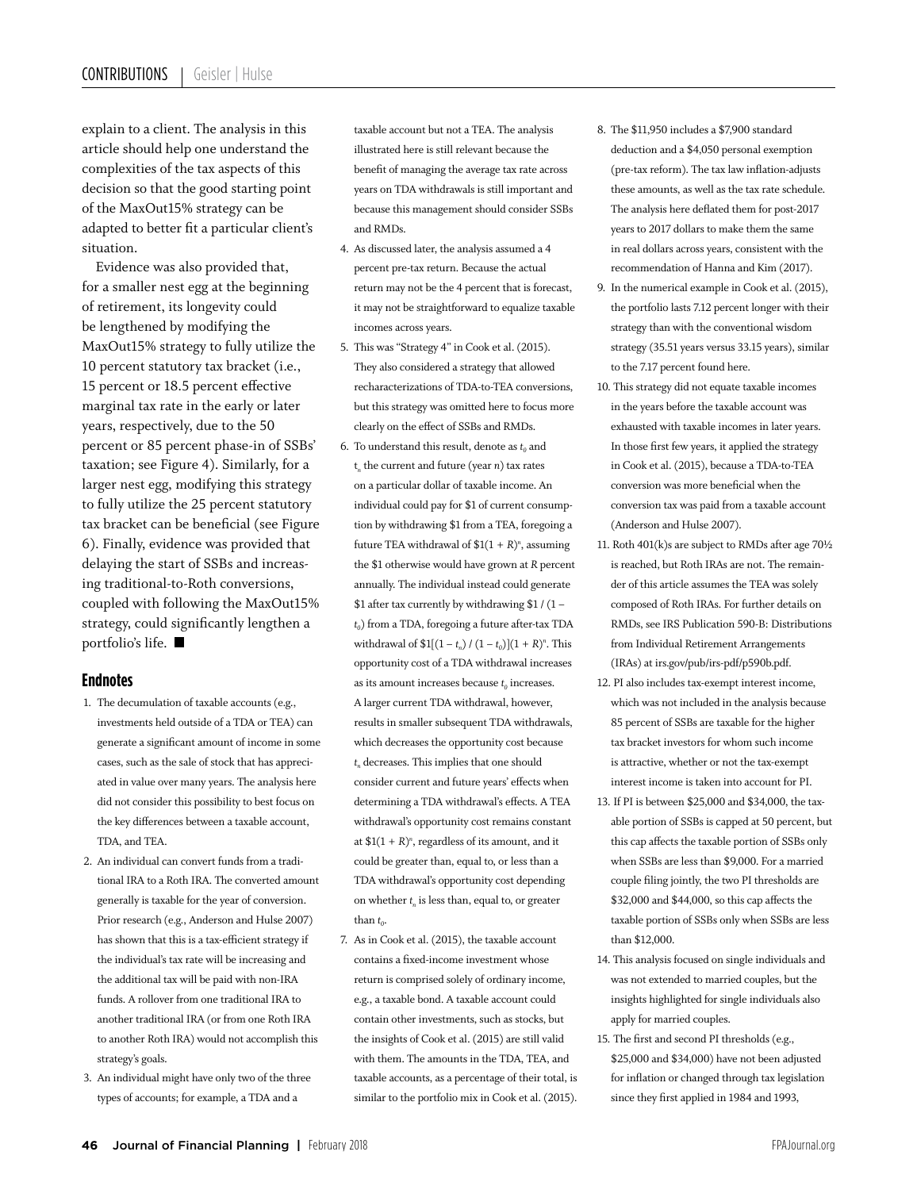explain to a client. The analysis in this article should help one understand the complexities of the tax aspects of this decision so that the good starting point of the MaxOut15% strategy can be adapted to better fit a particular client's situation.

Evidence was also provided that, for a smaller nest egg at the beginning of retirement, its longevity could be lengthened by modifying the MaxOut15% strategy to fully utilize the 10 percent statutory tax bracket (i.e., 15 percent or 18.5 percent effective marginal tax rate in the early or later years, respectively, due to the 50 percent or 85 percent phase-in of SSBs' taxation; see Figure 4). Similarly, for a larger nest egg, modifying this strategy to fully utilize the 25 percent statutory tax bracket can be beneficial (see Figure 6). Finally, evidence was provided that delaying the start of SSBs and increasing traditional-to-Roth conversions, coupled with following the MaxOut15% strategy, could significantly lengthen a portfolio's life. ■

## Endnotes

1. The decumulation of taxable accounts (e.g., investments held outside of a TDA or TEA) can generate a significant amount of income in some cases, such as the sale of stock that has appreciated in value over many years. The analysis here did not consider this possibility to best focus on the key differences between a taxable account, TDA, and TEA.
2. An individual can convert funds from a traditional IRA to a Roth IRA. The converted amount generally is taxable for the year of conversion. Prior research (e.g., Anderson and Hulse 2007) has shown that this is a tax-efficient strategy if the individual's tax rate will be increasing and the additional tax will be paid with non-IRA funds. A rollover from one traditional IRA to another traditional IRA (or from one Roth IRA to another Roth IRA) would not accomplish this strategy's goals.
3. An individual might have only two of the three types of accounts; for example, a TDA and a taxable account but not a TEA. The analysis illustrated here is still relevant because the benefit of managing the average tax rate across years on TDA withdrawals is still important and because this management should consider SSBs and RMDs.
4. As discussed later, the analysis assumed a 4 percent pre-tax return. Because the actual return may not be the 4 percent that is forecast, it may not be straightforward to equalize taxable incomes across years.
5. This was "Strategy 4" in Cook et al. (2015). They also considered a strategy that allowed recharacterizations of TDA-to-TEA conversions, but this strategy was omitted here to focus more clearly on the effect of SSBs and RMDs.
6. To understand this result, denote as $t_0$ and $t_n$ the current and future (year $n$) tax rates on a particular dollar of taxable income. An individual could pay for \$1 of current consumption by withdrawing \$1 from a TEA, foregoing a future TEA withdrawal of $\$1(1 + R)^n$, assuming the \$1 otherwise would have grown at $R$ percent annually. The individual instead could generate \$1 after tax currently by withdrawing $\$1 / (1 - t_0)$ from a TDA, foregoing a future after-tax TDA withdrawal of $\$1[(1 - t_n) / (1 - t_0)](1 + R)^n$. This opportunity cost of a TDA withdrawal increases as its amount increases because $t_0$ increases. A larger current TDA withdrawal, however, results in smaller subsequent TDA withdrawals, which decreases the opportunity cost because $t_n$ decreases. This implies that one should consider current and future years' effects when determining a TDA withdrawal's effects. A TEA withdrawal's opportunity cost remains constant at $\$1(1 + R)^n$, regardless of its amount, and it could be greater than, equal to, or less than a TDA withdrawal's opportunity cost depending on whether $t_n$ is less than, equal to, or greater than $t_0$.
7. As in Cook et al. (2015), the taxable account contains a fixed-income investment whose return is comprised solely of ordinary income, e.g., a taxable bond. A taxable account could contain other investments, such as stocks, but the insights of Cook et al. (2015) are still valid with them. The amounts in the TDA, TEA, and taxable accounts, as a percentage of their total, is similar to the portfolio mix in Cook et al. (2015).
8. The \$11,950 includes a \$7,900 standard deduction and a \$4,050 personal exemption (pre-tax reform). The tax law inflation-adjusts these amounts, as well as the tax rate schedule. The analysis here deflated them for post-2017 years to 2017 dollars to make them the same in real dollars across years, consistent with the recommendation of Hanna and Kim (2017).
9. In the numerical example in Cook et al. (2015), the portfolio lasts 7.12 percent longer with their strategy than with the conventional wisdom strategy (35.51 years versus 33.15 years), similar to the 7.17 percent found here.
10. This strategy did not equate taxable incomes in the years before the taxable account was exhausted with taxable incomes in later years. In those first few years, it applied the strategy in Cook et al. (2015), because a TDA-to-TEA conversion was more beneficial when the conversion tax was paid from a taxable account (Anderson and Hulse 2007).
11. Roth 401(k)s are subject to RMDs after age 70½ is reached, but Roth IRAs are not. The remainder of this article assumes the TEA was solely composed of Roth IRAs. For further details on RMDs, see IRS Publication 590-B: Distributions from Individual Retirement Arrangements (IRAs) at irs.gov/pub/irs-pdf/p590b.pdf.
12. PI also includes tax-exempt interest income, which was not included in the analysis because 85 percent of SSBs are taxable for the higher tax bracket investors for whom such income is attractive, whether or not the tax-exempt interest income is taken into account for PI.
13. If PI is between \$25,000 and \$34,000, the taxable portion of SSBs is capped at 50 percent, but this cap affects the taxable portion of SSBs only when SSBs are less than \$9,000. For a married couple filing jointly, the two PI thresholds are \$32,000 and \$44,000, so this cap affects the taxable portion of SSBs only when SSBs are less than \$12,000.
14. This analysis focused on single individuals and was not extended to married couples, but the insights highlighted for single individuals also apply for married couples.
15. The first and second PI thresholds (e.g., \$25,000 and \$34,000) have not been adjusted for inflation or changed through tax legislation since they first applied in 1984 and 1993,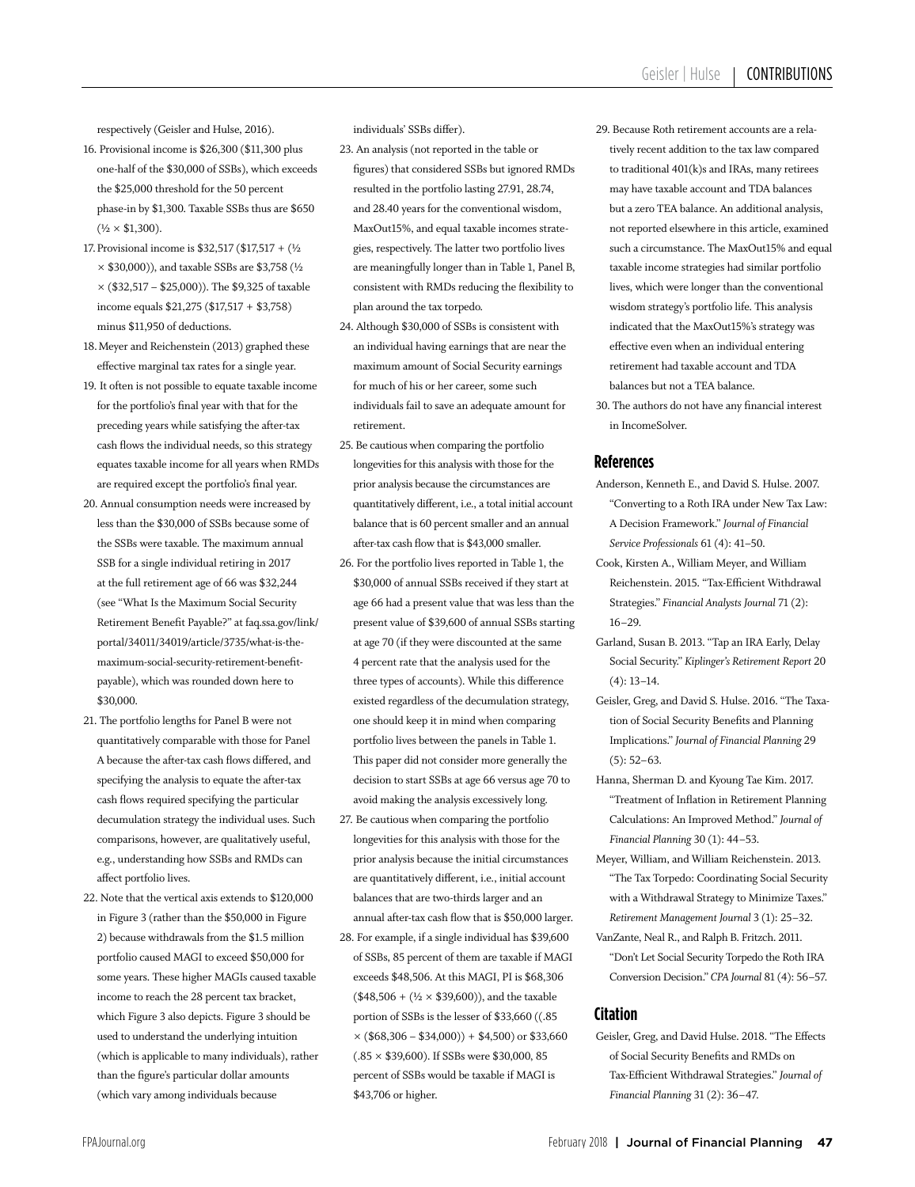respectively (Geisler and Hulse, 2016).

16. Provisional income is \$26,300 (\$11,300 plus one-half of the \$30,000 of SSBs), which exceeds the \$25,000 threshold for the 50 percent phase-in by \$1,300. Taxable SSBs thus are \$650 ($\frac{1}{2} \times$ \$1,300).
17. Provisional income is \$32,517 (\$17,517 + ($\frac{1}{2} \times$ \$30,000)), and taxable SSBs are \$3,758 ($\frac{1}{2} \times$ (\$32,517 – \$25,000)). The \$9,325 of taxable income equals \$21,275 (\$17,517 + \$3,758) minus \$11,950 of deductions.
18. Meyer and Reichenstein (2013) graphed these effective marginal tax rates for a single year.
19. It often is not possible to equate taxable income for the portfolio's final year with that for the preceding years while satisfying the after-tax cash flows the individual needs, so this strategy equates taxable income for all years when RMDs are required except the portfolio's final year.
20. Annual consumption needs were increased by less than the \$30,000 of SSBs because some of the SSBs were taxable. The maximum annual SSB for a single individual retiring in 2017 at the full retirement age of 66 was \$32,244 (see "What Is the Maximum Social Security Retirement Benefit Payable?" at faq.ssa.gov/link/portal/34011/34019/article/3735/what-is-the-maximum-social-security-retirement-benefit-payable), which was rounded down here to \$30,000.
21. The portfolio lengths for Panel B were not quantitatively comparable with those for Panel A because the after-tax cash flows differed, and specifying the analysis to equate the after-tax cash flows required specifying the particular decumulation strategy the individual uses. Such comparisons, however, are qualitatively useful, e.g., understanding how SSBs and RMDs can affect portfolio lives.
22. Note that the vertical axis extends to \$120,000 in Figure 3 (rather than the \$50,000 in Figure 2) because withdrawals from the \$1.5 million portfolio caused MAGI to exceed \$50,000 for some years. These higher MAGIs caused taxable income to reach the 28 percent tax bracket, which Figure 3 also depicts. Figure 3 should be used to understand the underlying intuition (which is applicable to many individuals), rather than the figure's particular dollar amounts (which vary among individuals because individuals' SSBs differ).
23. An analysis (not reported in the table or figures) that considered SSBs but ignored RMDs resulted in the portfolio lasting 27.91, 28.74, and 28.40 years for the conventional wisdom, MaxOut15%, and equal taxable incomes strategies, respectively. The latter two portfolio lives are meaningfully longer than in Table 1, Panel B, consistent with RMDs reducing the flexibility to plan around the tax torpedo.
24. Although \$30,000 of SSBs is consistent with an individual having earnings that are near the maximum amount of Social Security earnings for much of his or her career, some such individuals fail to save an adequate amount for retirement.
25. Be cautious when comparing the portfolio longevities for this analysis with those for the prior analysis because the circumstances are quantitatively different, i.e., a total initial account balance that is 60 percent smaller and an annual after-tax cash flow that is \$43,000 smaller.
26. For the portfolio lives reported in Table 1, the \$30,000 of annual SSBs received if they start at age 66 had a present value that was less than the present value of \$39,600 of annual SSBs starting at age 70 (if they were discounted at the same 4 percent rate that the analysis used for the three types of accounts). While this difference existed regardless of the decumulation strategy, one should keep it in mind when comparing portfolio lives between the panels in Table 1. This paper did not consider more generally the decision to start SSBs at age 66 versus age 70 to avoid making the analysis excessively long.
27. Be cautious when comparing the portfolio longevities for this analysis with those for the prior analysis because the initial circumstances are quantitatively different, i.e., initial account balances that are two-thirds larger and an annual after-tax cash flow that is \$50,000 larger.
28. For example, if a single individual has \$39,600 of SSBs, 85 percent of them are taxable if MAGI exceeds \$48,506. At this MAGI, PI is \$68,306 (\$48,506 + ($\frac{1}{2} \times$ \$39,600)), and the taxable portion of SSBs is the lesser of \$33,660 ((.85 $\times$ (\$68,306 – \$34,000)) + \$4,500) or \$33,660 (.85 $\times$ \$39,600). If SSBs were \$30,000, 85 percent of SSBs would be taxable if MAGI is \$43,706 or higher.
29. Because Roth retirement accounts are a relatively recent addition to the tax law compared to traditional 401(k)s and IRAs, many retirees may have taxable account and TDA balances but a zero TEA balance. An additional analysis, not reported elsewhere in this article, examined such a circumstance. The MaxOut15% and equal taxable income strategies had similar portfolio lives, which were longer than the conventional wisdom strategy's portfolio life. This analysis indicated that the MaxOut15%'s strategy was effective even when an individual entering retirement had taxable account and TDA balances but not a TEA balance.
30. The authors do not have any financial interest in IncomeSolver.

## References

Anderson, Kenneth E., and David S. Hulse. 2007. "Converting to a Roth IRA under New Tax Law: A Decision Framework." *Journal of Financial Service Professionals* 61 (4): 41–50.

Cook, Kirsten A., William Meyer, and William Reichenstein. 2015. "Tax-Efficient Withdrawal Strategies." *Financial Analysts Journal* 71 (2): 16–29.

Garland, Susan B. 2013. "Tap an IRA Early, Delay Social Security." *Kiplinger's Retirement Report* 20 (4): 13–14.

Geisler, Greg, and David S. Hulse. 2016. "The Taxation of Social Security Benefits and Planning Implications." *Journal of Financial Planning* 29 (5): 52–63.

Hanna, Sherman D. and Kyoung Tae Kim. 2017. "Treatment of Inflation in Retirement Planning Calculations: An Improved Method." *Journal of Financial Planning* 30 (1): 44–53.

Meyer, William, and William Reichenstein. 2013. "The Tax Torpedo: Coordinating Social Security with a Withdrawal Strategy to Minimize Taxes." *Retirement Management Journal* 3 (1): 25–32.

VanZante, Neal R., and Ralph B. Fritzch. 2011. "Don't Let Social Security Torpedo the Roth IRA Conversion Decision." *CPA Journal* 81 (4): 56–57.

## Citation

Geisler, Greg, and David Hulse. 2018. "The Effects of Social Security Benefits and RMDs on Tax-Efficient Withdrawal Strategies." *Journal of Financial Planning* 31 (2): 36–47.